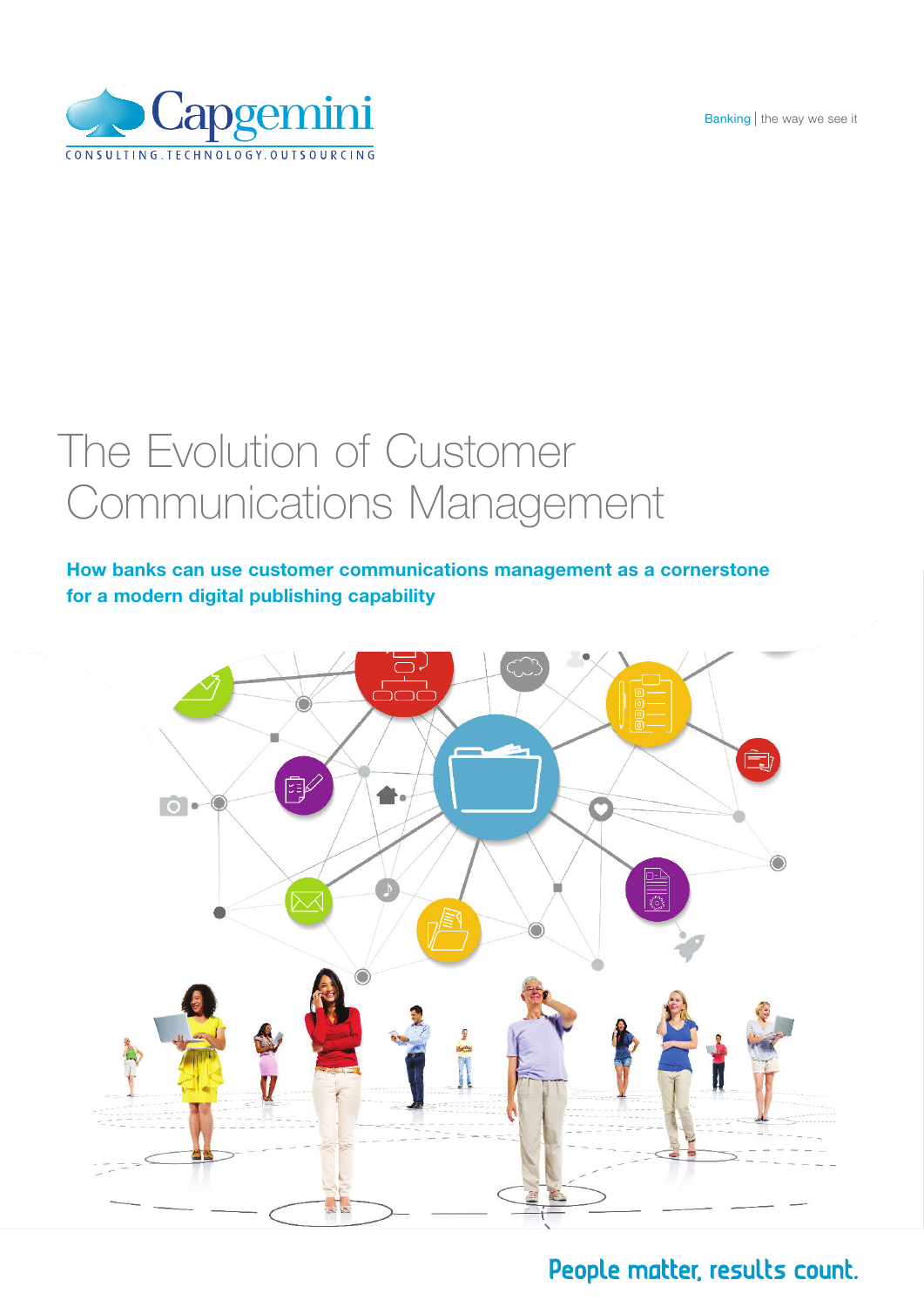Capgemini

CONSULTING.TECHNOLOGY.OUTSOURCING

Banking | the way we see it

# The Evolution of Customer Communications Management

**How banks can use customer communications management as a cornerstone for a modern digital publishing capability**

People matter, results count.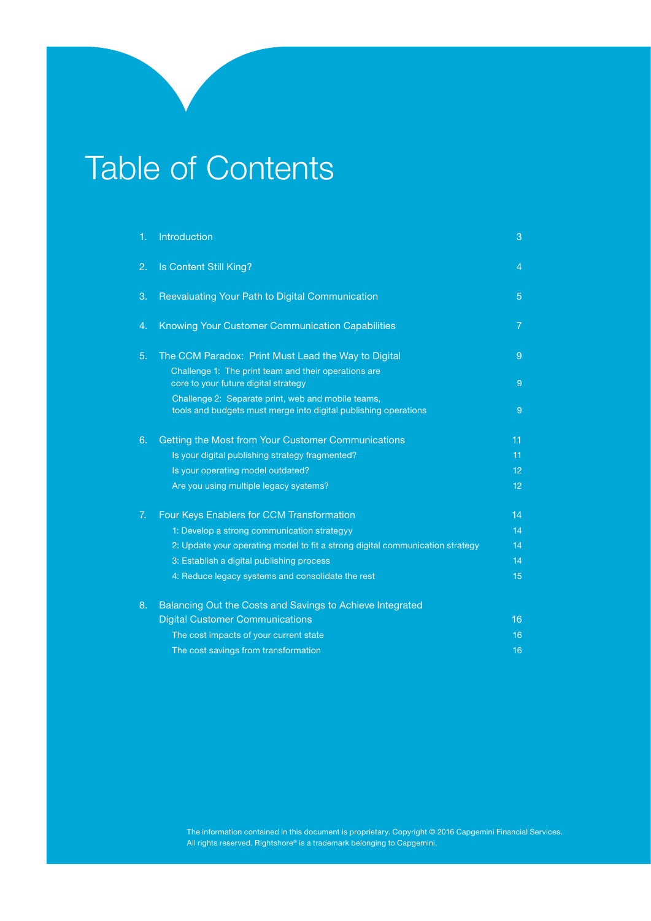# Table of Contents

| | | |
|---|---|---|
| 1. | Introduction | 3 |
| 2. | Is Content Still King? | 4 |
| 3. | Reevaluating Your Path to Digital Communication | 5 |
| 4. | Knowing Your Customer Communication Capabilities | 7 |
| 5. | The CCM Paradox: Print Must Lead the Way to Digital | 9 |
| | Challenge 1: The print team and their operations are core to your future digital strategy | 9 |
| | Challenge 2: Separate print, web and mobile teams, tools and budgets must merge into digital publishing operations | 9 |
| 6. | Getting the Most from Your Customer Communications | 11 |
| | Is your digital publishing strategy fragmented? | 11 |
| | Is your operating model outdated? | 12 |
| | Are you using multiple legacy systems? | 12 |
| 7. | Four Keys Enablers for CCM Transformation | 14 |
| | 1: Develop a strong communication strategyy | 14 |
| | 2: Update your operating model to fit a strong digital communication strategy | 14 |
| | 3: Establish a digital publishing process | 14 |
| | 4: Reduce legacy systems and consolidate the rest | 15 |
| 8. | Balancing Out the Costs and Savings to Achieve Integrated Digital Customer Communications | 16 |
| | The cost impacts of your current state | 16 |
| | The cost savings from transformation | 16 |

The information contained in this document is proprietary. Copyright © 2016 Capgemini Financial Services. All rights reserved. Rightshore® is a trademark belonging to Capgemini.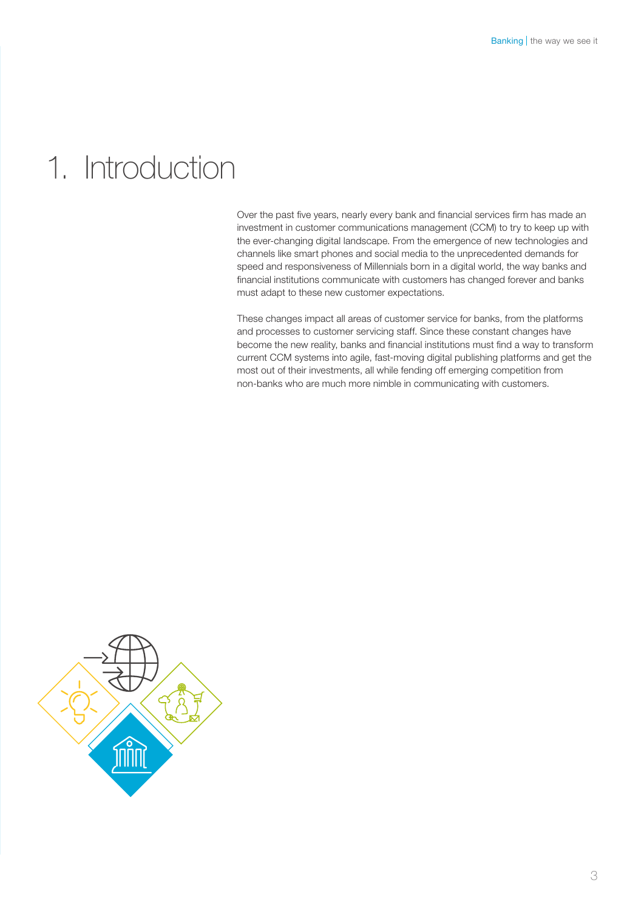# 1. Introduction

Over the past five years, nearly every bank and financial services firm has made an investment in customer communications management (CCM) to try to keep up with the ever-changing digital landscape. From the emergence of new technologies and channels like smart phones and social media to the unprecedented demands for speed and responsiveness of Millennials born in a digital world, the way banks and financial institutions communicate with customers has changed forever and banks must adapt to these new customer expectations.

These changes impact all areas of customer service for banks, from the platforms and processes to customer servicing staff. Since these constant changes have become the new reality, banks and financial institutions must find a way to transform current CCM systems into agile, fast-moving digital publishing platforms and get the most out of their investments, all while fending off emerging competition from non-banks who are much more nimble in communicating with customers.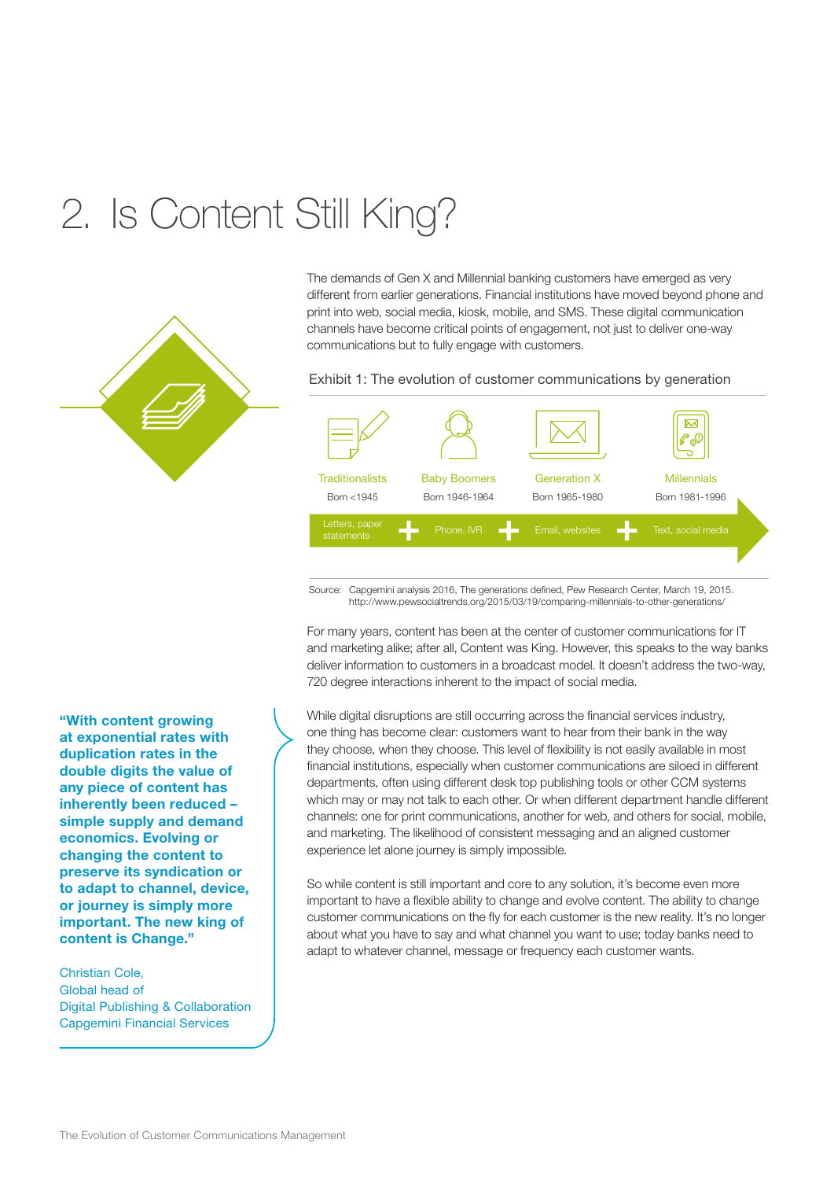# 2. Is Content Still King?

The demands of Gen X and Millennial banking customers have emerged as very different from earlier generations. Financial institutions have moved beyond phone and print into web, social media, kiosk, mobile, and SMS. These digital communication channels have become critical points of engagement, not just to deliver one-way communications but to fully engage with customers.

Exhibit 1: The evolution of customer communications by generation

| Traditionalists | Baby Boomers | Generation X | Millennials |
|---|---|---|---|
| Born <1945 | Born 1946-1964 | Born 1965-1980 | Born 1981-1996 |
| Letters, paper statements | + Phone, IVR | + Email, websites | + Text, social media |

Source: Capgemini analysis 2016, The generations defined, Pew Research Center, March 19, 2015. http://www.pewsocialtrends.org/2015/03/19/comparing-millennials-to-other-generations/

For many years, content has been at the center of customer communications for IT and marketing alike; after all, Content was King. However, this speaks to the way banks deliver information to customers in a broadcast model. It doesn't address the two-way, 720 degree interactions inherent to the impact of social media.

**"With content growing at exponential rates with duplication rates in the double digits the value of any piece of content has inherently been reduced – simple supply and demand economics. Evolving or changing the content to preserve its syndication or to adapt to channel, device, or journey is simply more important. The new king of content is Change."**

Christian Cole,
Global head of
Digital Publishing & Collaboration
Capgemini Financial Services

While digital disruptions are still occurring across the financial services industry, one thing has become clear: customers want to hear from their bank in the way they choose, when they choose. This level of flexibility is not easily available in most financial institutions, especially when customer communications are siloed in different departments, often using different desk top publishing tools or other CCM systems which may or may not talk to each other. Or when different department handle different channels: one for print communications, another for web, and others for social, mobile, and marketing. The likelihood of consistent messaging and an aligned customer experience let alone journey is simply impossible.

So while content is still important and core to any solution, it's become even more important to have a flexible ability to change and evolve content. The ability to change customer communications on the fly for each customer is the new reality. It's no longer about what you have to say and what channel you want to use; today banks need to adapt to whatever channel, message or frequency each customer wants.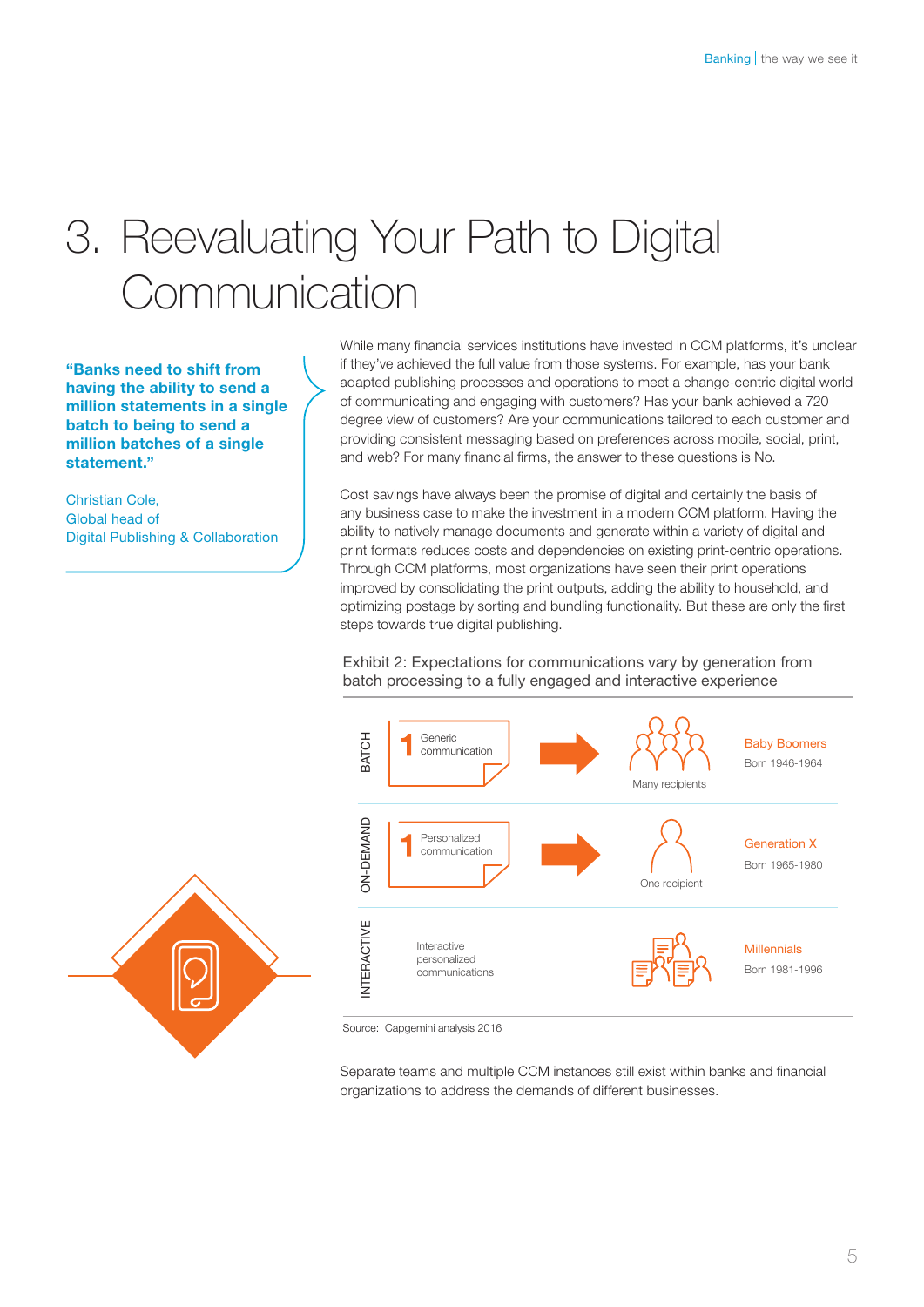# 3. Reevaluating Your Path to Digital Communication

> **"Banks need to shift from having the ability to send a million statements in a single batch to being to send a million batches of a single statement."**
>
> Christian Cole,
> Global head of
> Digital Publishing & Collaboration

While many financial services institutions have invested in CCM platforms, it's unclear if they've achieved the full value from those systems. For example, has your bank adapted publishing processes and operations to meet a change-centric digital world of communicating and engaging with customers? Has your bank achieved a 720 degree view of customers? Are your communications tailored to each customer and providing consistent messaging based on preferences across mobile, social, print, and web? For many financial firms, the answer to these questions is No.

Cost savings have always been the promise of digital and certainly the basis of any business case to make the investment in a modern CCM platform. Having the ability to natively manage documents and generate within a variety of digital and print formats reduces costs and dependencies on existing print-centric operations. Through CCM platforms, most organizations have seen their print operations improved by consolidating the print outputs, adding the ability to household, and optimizing postage by sorting and bundling functionality. But these are only the first steps towards true digital publishing.

Exhibit 2: Expectations for communications vary by generation from batch processing to a fully engaged and interactive experience

| | Communication | Recipients | Generation |
|---|---|---|---|
| BATCH | 1 Generic communication | Many recipients | Baby Boomers<br>Born 1946-1964 |
| ON-DEMAND | 1 Personalized communication | One recipient | Generation X<br>Born 1965-1980 |
| INTERACTIVE | Interactive personalized communications | | Millennials<br>Born 1981-1996 |

Source: Capgemini analysis 2016

Separate teams and multiple CCM instances still exist within banks and financial organizations to address the demands of different businesses.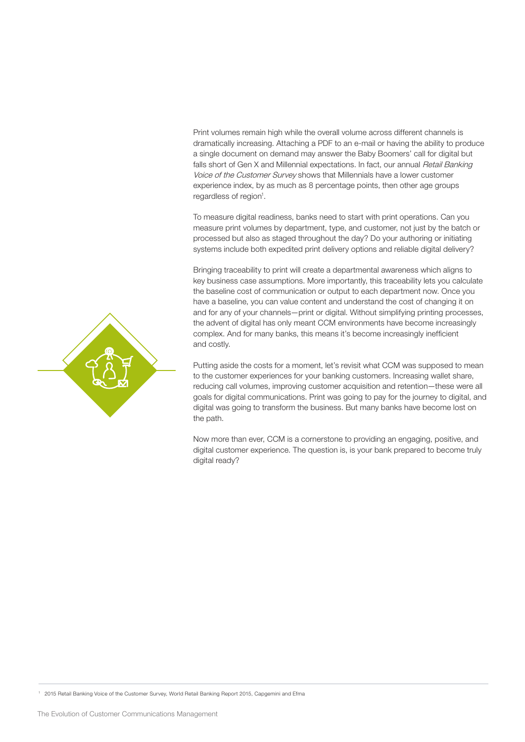Print volumes remain high while the overall volume across different channels is dramatically increasing. Attaching a PDF to an e-mail or having the ability to produce a single document on demand may answer the Baby Boomers' call for digital but falls short of Gen X and Millennial expectations. In fact, our annual *Retail Banking Voice of the Customer Survey* shows that Millennials have a lower customer experience index, by as much as 8 percentage points, then other age groups regardless of region[1].

To measure digital readiness, banks need to start with print operations. Can you measure print volumes by department, type, and customer, not just by the batch or processed but also as staged throughout the day? Do your authoring or initiating systems include both expedited print delivery options and reliable digital delivery?

Bringing traceability to print will create a departmental awareness which aligns to key business case assumptions. More importantly, this traceability lets you calculate the baseline cost of communication or output to each department now. Once you have a baseline, you can value content and understand the cost of changing it on and for any of your channels—print or digital. Without simplifying printing processes, the advent of digital has only meant CCM environments have become increasingly complex. And for many banks, this means it's become increasingly inefficient and costly.

Putting aside the costs for a moment, let's revisit what CCM was supposed to mean to the customer experiences for your banking customers. Increasing wallet share, reducing call volumes, improving customer acquisition and retention—these were all goals for digital communications. Print was going to pay for the journey to digital, and digital was going to transform the business. But many banks have become lost on the path.

Now more than ever, CCM is a cornerstone to providing an engaging, positive, and digital customer experience. The question is, is your bank prepared to become truly digital ready?

[1] 2015 Retail Banking Voice of the Customer Survey, World Retail Banking Report 2015, Capgemini and Efma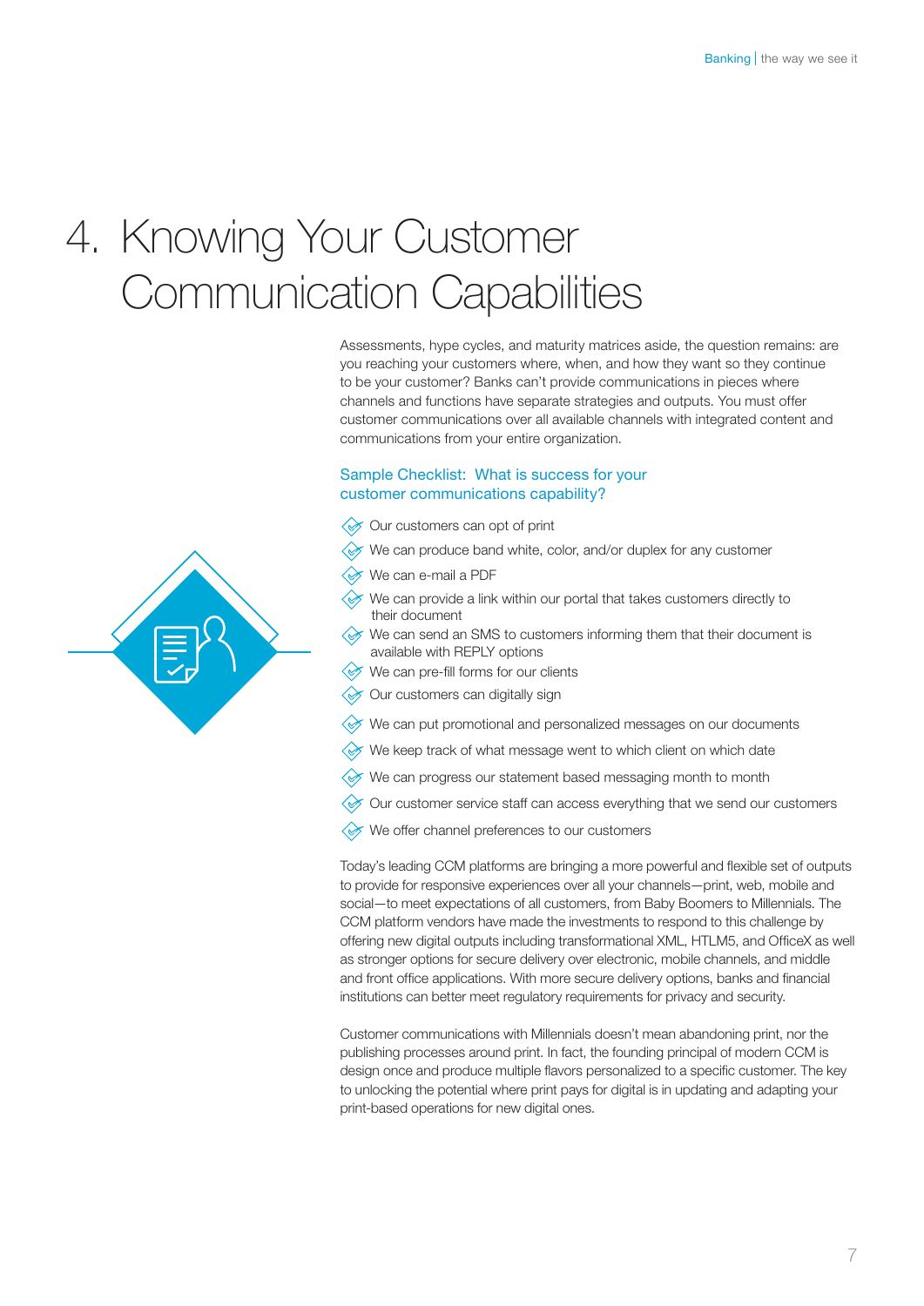# 4. Knowing Your Customer Communication Capabilities

Assessments, hype cycles, and maturity matrices aside, the question remains: are you reaching your customers where, when, and how they want so they continue to be your customer? Banks can't provide communications in pieces where channels and functions have separate strategies and outputs. You must offer customer communications over all available channels with integrated content and communications from your entire organization.

### Sample Checklist: What is success for your customer communications capability?

- Our customers can opt of print
- We can produce band white, color, and/or duplex for any customer
- We can e-mail a PDF
- We can provide a link within our portal that takes customers directly to their document
- We can send an SMS to customers informing them that their document is available with REPLY options
- We can pre-fill forms for our clients
- Our customers can digitally sign
- We can put promotional and personalized messages on our documents
- We keep track of what message went to which client on which date
- We can progress our statement based messaging month to month
- Our customer service staff can access everything that we send our customers
- We offer channel preferences to our customers

Today's leading CCM platforms are bringing a more powerful and flexible set of outputs to provide for responsive experiences over all your channels—print, web, mobile and social—to meet expectations of all customers, from Baby Boomers to Millennials. The CCM platform vendors have made the investments to respond to this challenge by offering new digital outputs including transformational XML, HTLM5, and OfficeX as well as stronger options for secure delivery over electronic, mobile channels, and middle and front office applications. With more secure delivery options, banks and financial institutions can better meet regulatory requirements for privacy and security.

Customer communications with Millennials doesn't mean abandoning print, nor the publishing processes around print. In fact, the founding principal of modern CCM is design once and produce multiple flavors personalized to a specific customer. The key to unlocking the potential where print pays for digital is in updating and adapting your print-based operations for new digital ones.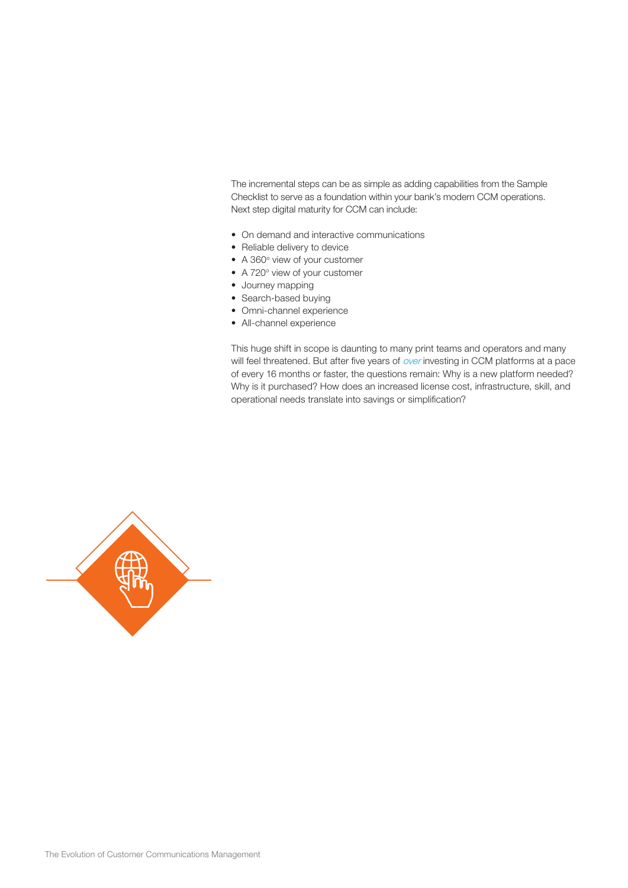The incremental steps can be as simple as adding capabilities from the Sample Checklist to serve as a foundation within your bank's modern CCM operations. Next step digital maturity for CCM can include:

- On demand and interactive communications
- Reliable delivery to device
- A 360º view of your customer
- A 720º view of your customer
- Journey mapping
- Search-based buying
- Omni-channel experience
- All-channel experience

This huge shift in scope is daunting to many print teams and operators and many will feel threatened. But after five years of *over* investing in CCM platforms at a pace of every 16 months or faster, the questions remain: Why is a new platform needed? Why is it purchased? How does an increased license cost, infrastructure, skill, and operational needs translate into savings or simplification?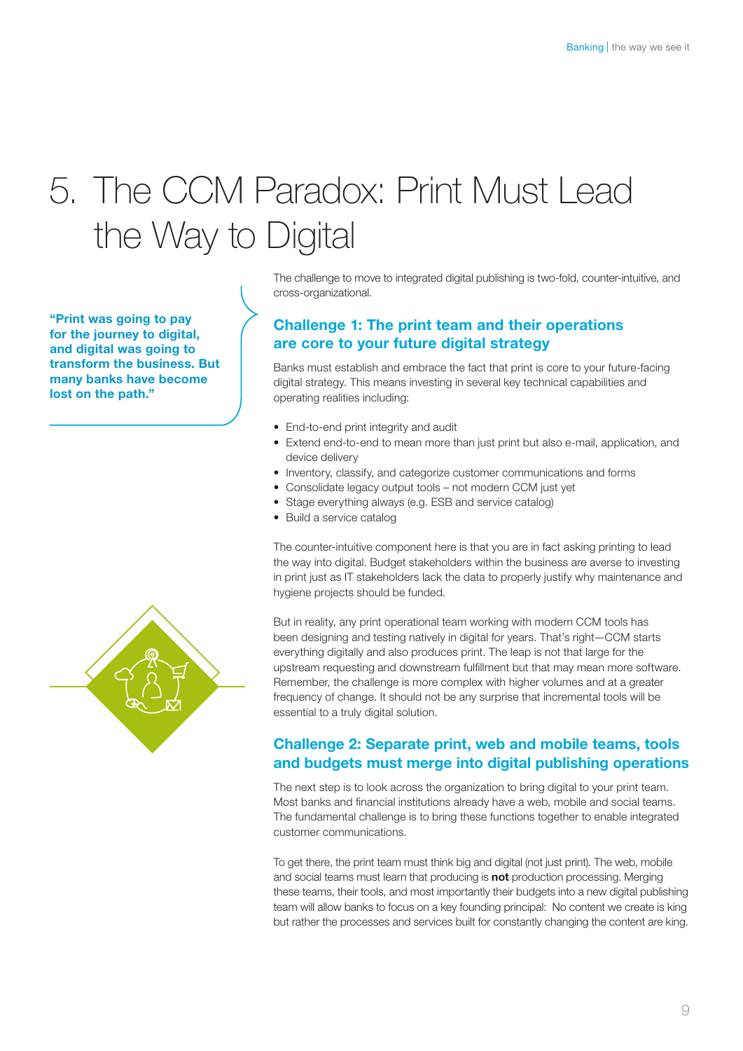# 5. The CCM Paradox: Print Must Lead the Way to Digital

**"Print was going to pay for the journey to digital, and digital was going to transform the business. But many banks have become lost on the path."**

The challenge to move to integrated digital publishing is two-fold, counter-intuitive, and cross-organizational.

## Challenge 1: The print team and their operations are core to your future digital strategy

Banks must establish and embrace the fact that print is core to your future-facing digital strategy. This means investing in several key technical capabilities and operating realities including:

- End-to-end print integrity and audit
- Extend end-to-end to mean more than just print but also e-mail, application, and device delivery
- Inventory, classify, and categorize customer communications and forms
- Consolidate legacy output tools – not modern CCM just yet
- Stage everything always (e.g. ESB and service catalog)
- Build a service catalog

The counter-intuitive component here is that you are in fact asking printing to lead the way into digital. Budget stakeholders within the business are averse to investing in print just as IT stakeholders lack the data to properly justify why maintenance and hygiene projects should be funded.

But in reality, any print operational team working with modern CCM tools has been designing and testing natively in digital for years. That's right—CCM starts everything digitally and also produces print. The leap is not that large for the upstream requesting and downstream fulfillment but that may mean more software. Remember, the challenge is more complex with higher volumes and at a greater frequency of change. It should not be any surprise that incremental tools will be essential to a truly digital solution.

## Challenge 2: Separate print, web and mobile teams, tools and budgets must merge into digital publishing operations

The next step is to look across the organization to bring digital to your print team. Most banks and financial institutions already have a web, mobile and social teams. The fundamental challenge is to bring these functions together to enable integrated customer communications.

To get there, the print team must think big and digital (not just print). The web, mobile and social teams must learn that producing is **not** production processing. Merging these teams, their tools, and most importantly their budgets into a new digital publishing team will allow banks to focus on a key founding principal: No content we create is king but rather the processes and services built for constantly changing the content are king.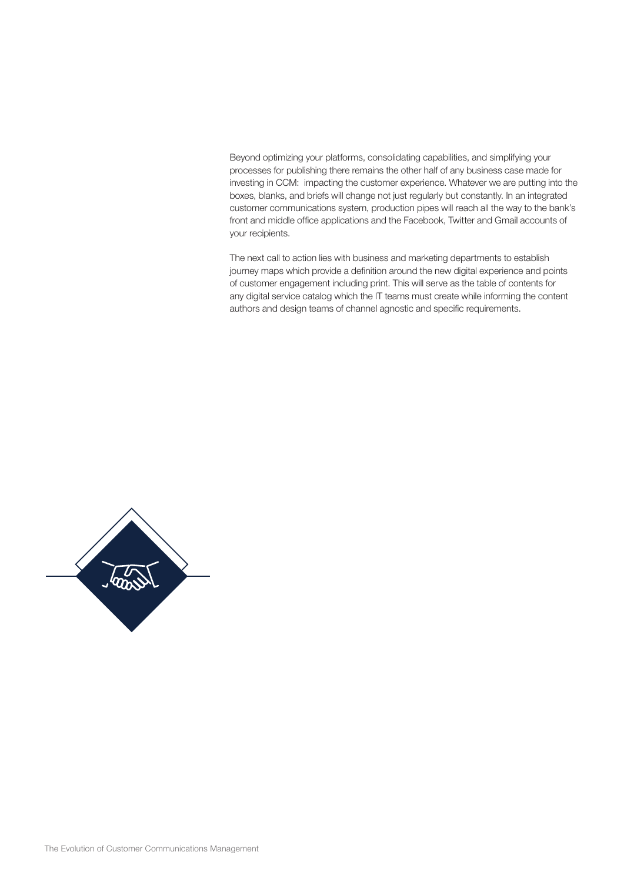Beyond optimizing your platforms, consolidating capabilities, and simplifying your processes for publishing there remains the other half of any business case made for investing in CCM: impacting the customer experience. Whatever we are putting into the boxes, blanks, and briefs will change not just regularly but constantly. In an integrated customer communications system, production pipes will reach all the way to the bank's front and middle office applications and the Facebook, Twitter and Gmail accounts of your recipients.

The next call to action lies with business and marketing departments to establish journey maps which provide a definition around the new digital experience and points of customer engagement including print. This will serve as the table of contents for any digital service catalog which the IT teams must create while informing the content authors and design teams of channel agnostic and specific requirements.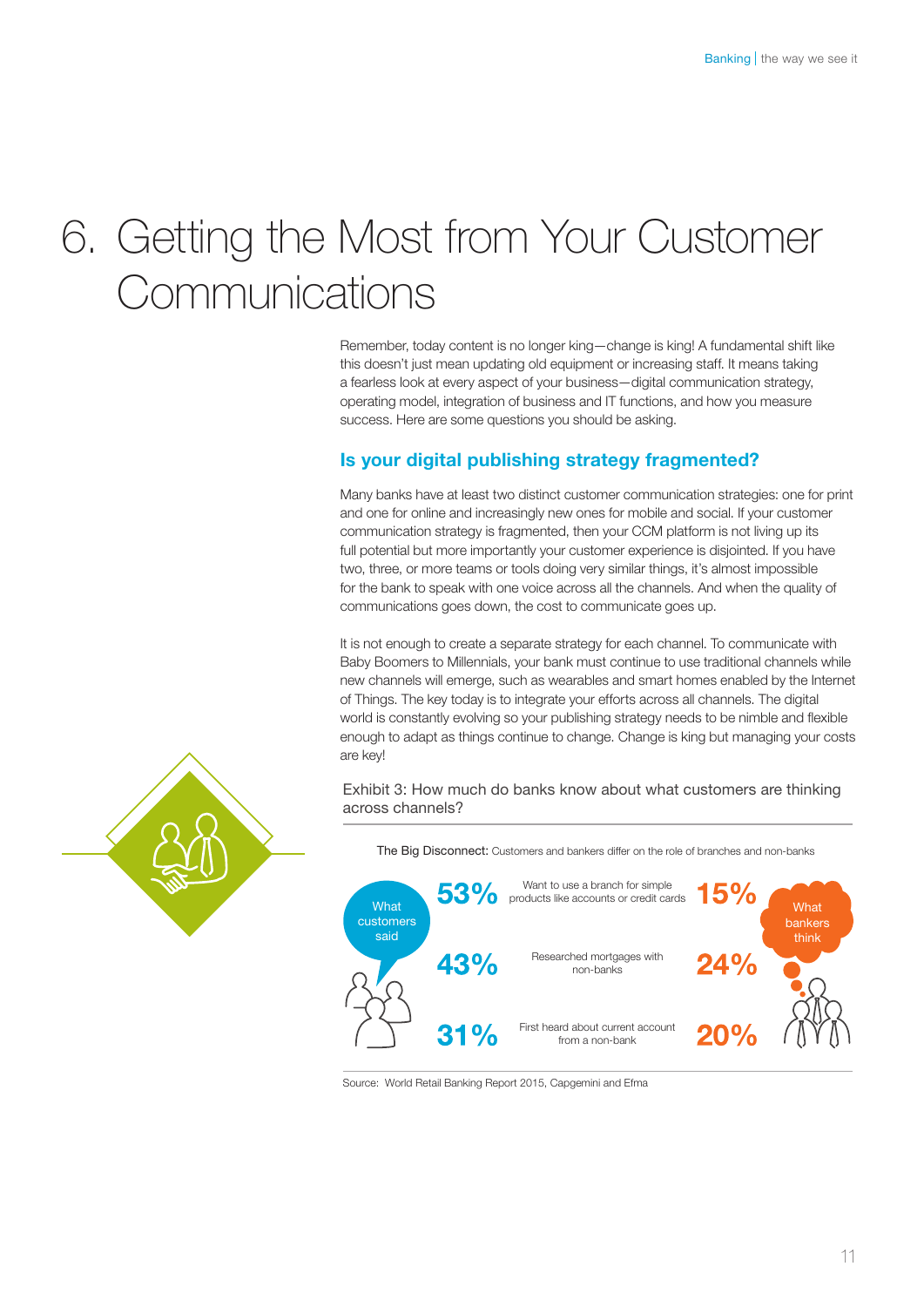# 6. Getting the Most from Your Customer Communications

Remember, today content is no longer king—change is king! A fundamental shift like this doesn't just mean updating old equipment or increasing staff. It means taking a fearless look at every aspect of your business—digital communication strategy, operating model, integration of business and IT functions, and how you measure success. Here are some questions you should be asking.

## Is your digital publishing strategy fragmented?

Many banks have at least two distinct customer communication strategies: one for print and one for online and increasingly new ones for mobile and social. If your customer communication strategy is fragmented, then your CCM platform is not living up its full potential but more importantly your customer experience is disjointed. If you have two, three, or more teams or tools doing very similar things, it's almost impossible for the bank to speak with one voice across all the channels. And when the quality of communications goes down, the cost to communicate goes up.

It is not enough to create a separate strategy for each channel. To communicate with Baby Boomers to Millennials, your bank must continue to use traditional channels while new channels will emerge, such as wearables and smart homes enabled by the Internet of Things. The key today is to integrate your efforts across all channels. The digital world is constantly evolving so your publishing strategy needs to be nimble and flexible enough to adapt as things continue to change. Change is king but managing your costs are key!

Exhibit 3: How much do banks know about what customers are thinking across channels?

The Big Disconnect: Customers and bankers differ on the role of branches and non-banks

| What customers said | | What bankers think |
|---|---|---|
| 53% | Want to use a branch for simple products like accounts or credit cards | 15% |
| 43% | Researched mortgages with non-banks | 24% |
| 31% | First heard about current account from a non-bank | 20% |

Source: World Retail Banking Report 2015, Capgemini and Efma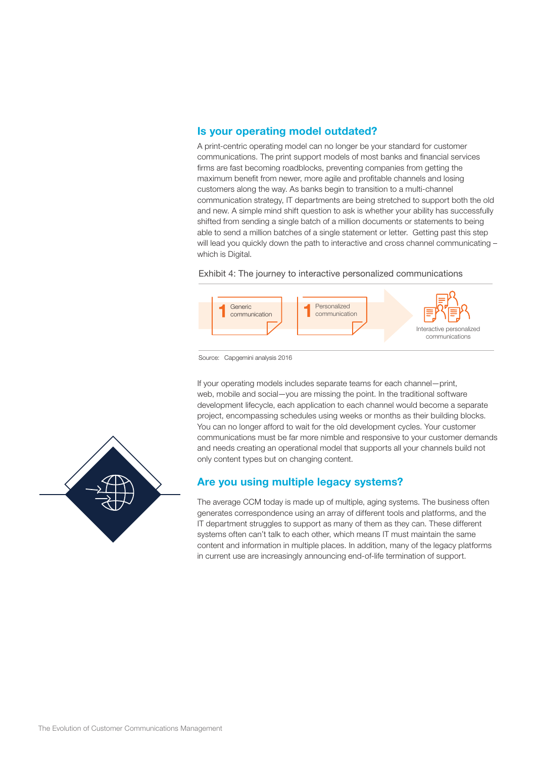## Is your operating model outdated?

A print-centric operating model can no longer be your standard for customer communications. The print support models of most banks and financial services firms are fast becoming roadblocks, preventing companies from getting the maximum benefit from newer, more agile and profitable channels and losing customers along the way. As banks begin to transition to a multi-channel communication strategy, IT departments are being stretched to support both the old and new. A simple mind shift question to ask is whether your ability has successfully shifted from sending a single batch of a million documents or statements to being able to send a million batches of a single statement or letter. Getting past this step will lead you quickly down the path to interactive and cross channel communicating – which is Digital.

Exhibit 4: The journey to interactive personalized communications

1 Generic communication → 1 Personalized communication → Interactive personalized communications

Source: Capgemini analysis 2016

If your operating models includes separate teams for each channel—print, web, mobile and social—you are missing the point. In the traditional software development lifecycle, each application to each channel would become a separate project, encompassing schedules using weeks or months as their building blocks. You can no longer afford to wait for the old development cycles. Your customer communications must be far more nimble and responsive to your customer demands and needs creating an operational model that supports all your channels build not only content types but on changing content.

## Are you using multiple legacy systems?

The average CCM today is made up of multiple, aging systems. The business often generates correspondence using an array of different tools and platforms, and the IT department struggles to support as many of them as they can. These different systems often can't talk to each other, which means IT must maintain the same content and information in multiple places. In addition, many of the legacy platforms in current use are increasingly announcing end-of-life termination of support.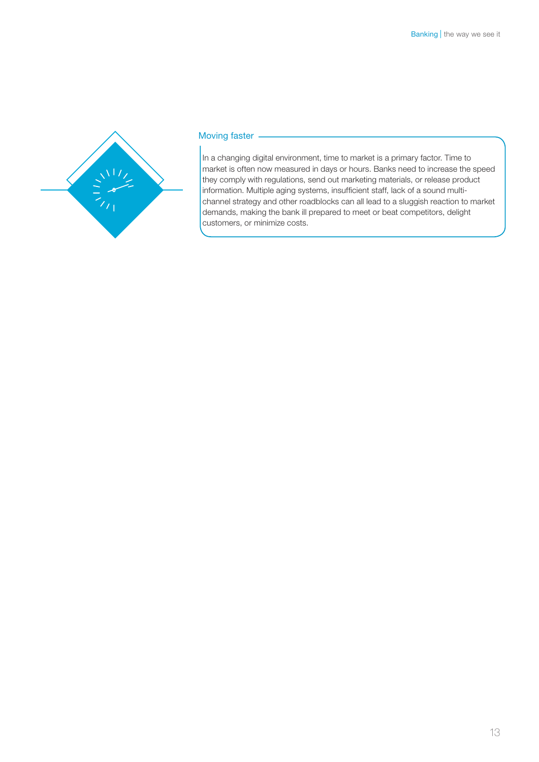## Moving faster

In a changing digital environment, time to market is a primary factor. Time to market is often now measured in days or hours. Banks need to increase the speed they comply with regulations, send out marketing materials, or release product information. Multiple aging systems, insufficient staff, lack of a sound multi-channel strategy and other roadblocks can all lead to a sluggish reaction to market demands, making the bank ill prepared to meet or beat competitors, delight customers, or minimize costs.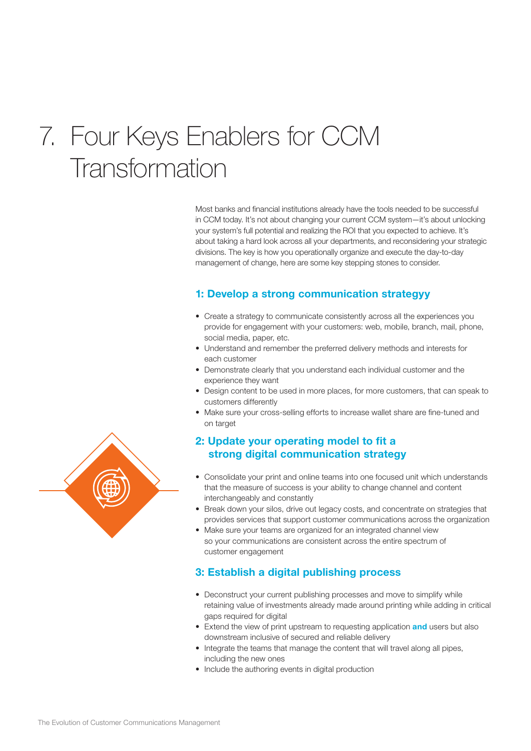# 7. Four Keys Enablers for CCM Transformation

Most banks and financial institutions already have the tools needed to be successful in CCM today. It's not about changing your current CCM system—it's about unlocking your system's full potential and realizing the ROI that you expected to achieve. It's about taking a hard look across all your departments, and reconsidering your strategic divisions. The key is how you operationally organize and execute the day-to-day management of change, here are some key stepping stones to consider.

### 1: Develop a strong communication strategyy

- Create a strategy to communicate consistently across all the experiences you provide for engagement with your customers: web, mobile, branch, mail, phone, social media, paper, etc.
- Understand and remember the preferred delivery methods and interests for each customer
- Demonstrate clearly that you understand each individual customer and the experience they want
- Design content to be used in more places, for more customers, that can speak to customers differently
- Make sure your cross-selling efforts to increase wallet share are fine-tuned and on target

### 2: Update your operating model to fit a strong digital communication strategy

- Consolidate your print and online teams into one focused unit which understands that the measure of success is your ability to change channel and content interchangeably and constantly
- Break down your silos, drive out legacy costs, and concentrate on strategies that provides services that support customer communications across the organization
- Make sure your teams are organized for an integrated channel view so your communications are consistent across the entire spectrum of customer engagement

### 3: Establish a digital publishing process

- Deconstruct your current publishing processes and move to simplify while retaining value of investments already made around printing while adding in critical gaps required for digital
- Extend the view of print upstream to requesting application **and** users but also downstream inclusive of secured and reliable delivery
- Integrate the teams that manage the content that will travel along all pipes, including the new ones
- Include the authoring events in digital production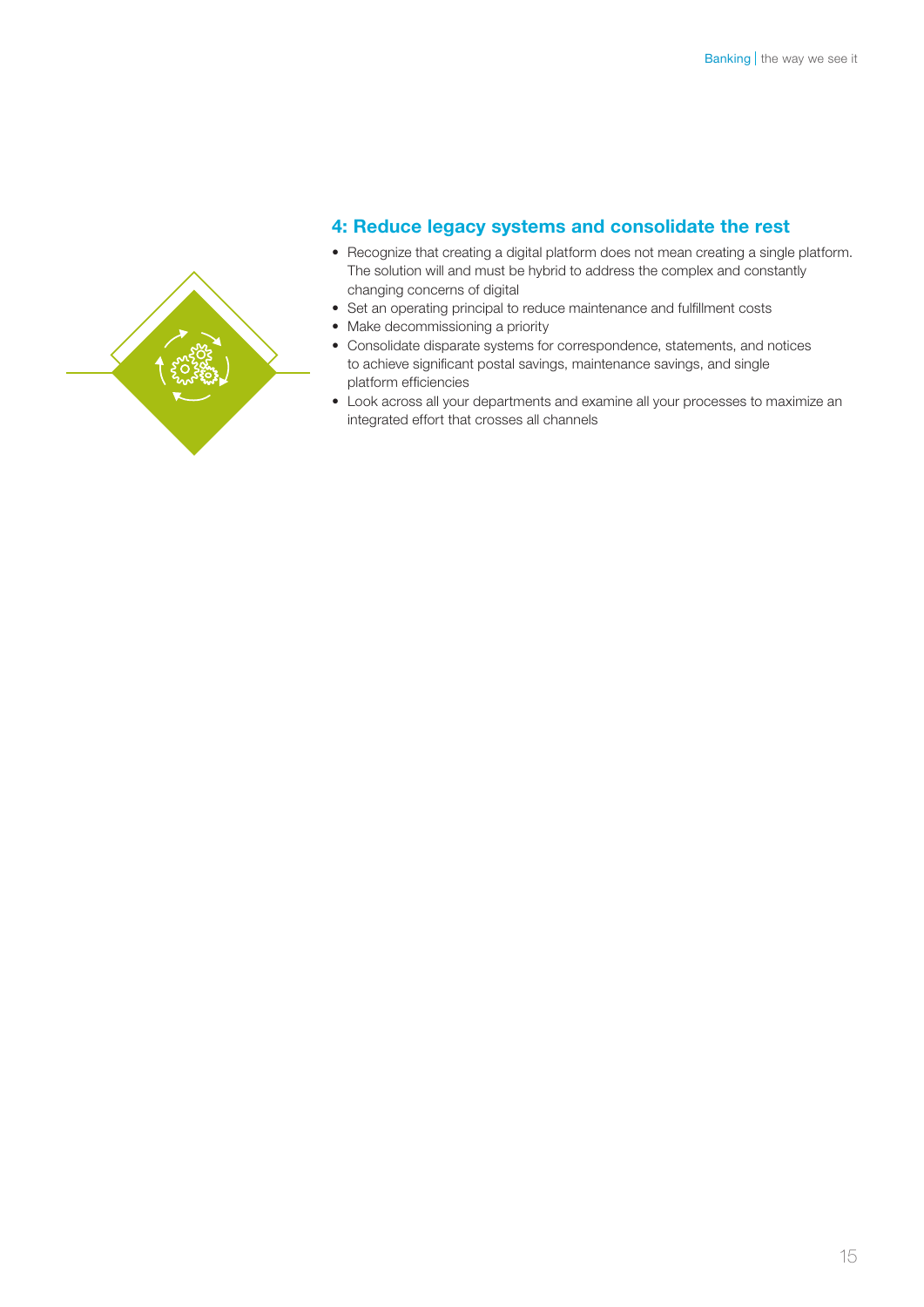## 4: Reduce legacy systems and consolidate the rest

- Recognize that creating a digital platform does not mean creating a single platform. The solution will and must be hybrid to address the complex and constantly changing concerns of digital
- Set an operating principal to reduce maintenance and fulfillment costs
- Make decommissioning a priority
- Consolidate disparate systems for correspondence, statements, and notices to achieve significant postal savings, maintenance savings, and single platform efficiencies
- Look across all your departments and examine all your processes to maximize an integrated effort that crosses all channels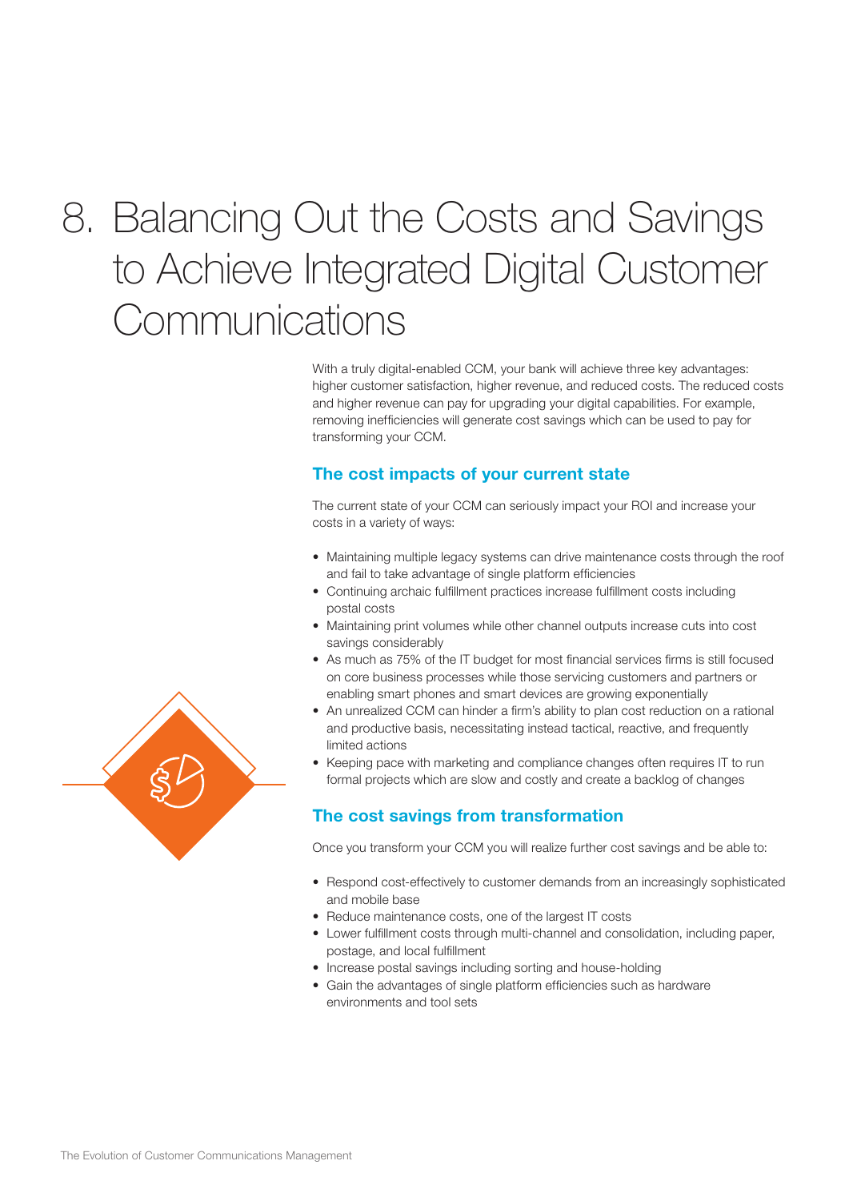# 8. Balancing Out the Costs and Savings to Achieve Integrated Digital Customer Communications

With a truly digital-enabled CCM, your bank will achieve three key advantages: higher customer satisfaction, higher revenue, and reduced costs. The reduced costs and higher revenue can pay for upgrading your digital capabilities. For example, removing inefficiencies will generate cost savings which can be used to pay for transforming your CCM.

## The cost impacts of your current state

The current state of your CCM can seriously impact your ROI and increase your costs in a variety of ways:

- Maintaining multiple legacy systems can drive maintenance costs through the roof and fail to take advantage of single platform efficiencies
- Continuing archaic fulfillment practices increase fulfillment costs including postal costs
- Maintaining print volumes while other channel outputs increase cuts into cost savings considerably
- As much as 75% of the IT budget for most financial services firms is still focused on core business processes while those servicing customers and partners or enabling smart phones and smart devices are growing exponentially
- An unrealized CCM can hinder a firm's ability to plan cost reduction on a rational and productive basis, necessitating instead tactical, reactive, and frequently limited actions
- Keeping pace with marketing and compliance changes often requires IT to run formal projects which are slow and costly and create a backlog of changes

## The cost savings from transformation

Once you transform your CCM you will realize further cost savings and be able to:

- Respond cost-effectively to customer demands from an increasingly sophisticated and mobile base
- Reduce maintenance costs, one of the largest IT costs
- Lower fulfillment costs through multi-channel and consolidation, including paper, postage, and local fulfillment
- Increase postal savings including sorting and house-holding
- Gain the advantages of single platform efficiencies such as hardware environments and tool sets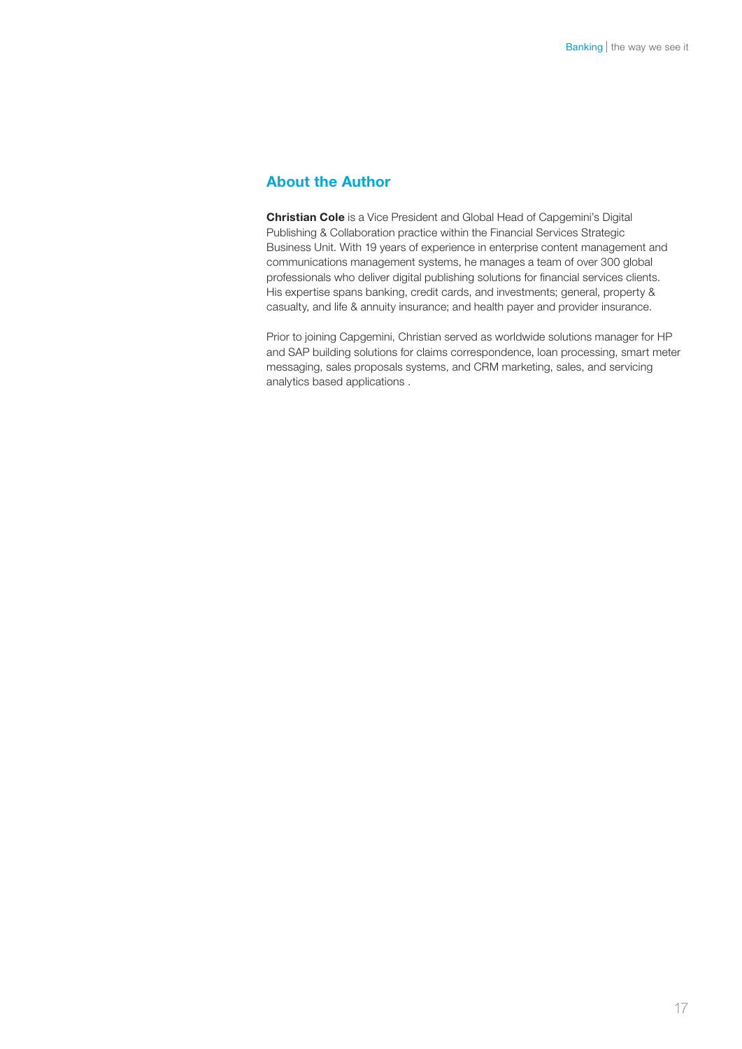## About the Author

**Christian Cole** is a Vice President and Global Head of Capgemini's Digital Publishing & Collaboration practice within the Financial Services Strategic Business Unit. With 19 years of experience in enterprise content management and communications management systems, he manages a team of over 300 global professionals who deliver digital publishing solutions for financial services clients. His expertise spans banking, credit cards, and investments; general, property & casualty, and life & annuity insurance; and health payer and provider insurance.

Prior to joining Capgemini, Christian served as worldwide solutions manager for HP and SAP building solutions for claims correspondence, loan processing, smart meter messaging, sales proposals systems, and CRM marketing, sales, and servicing analytics based applications .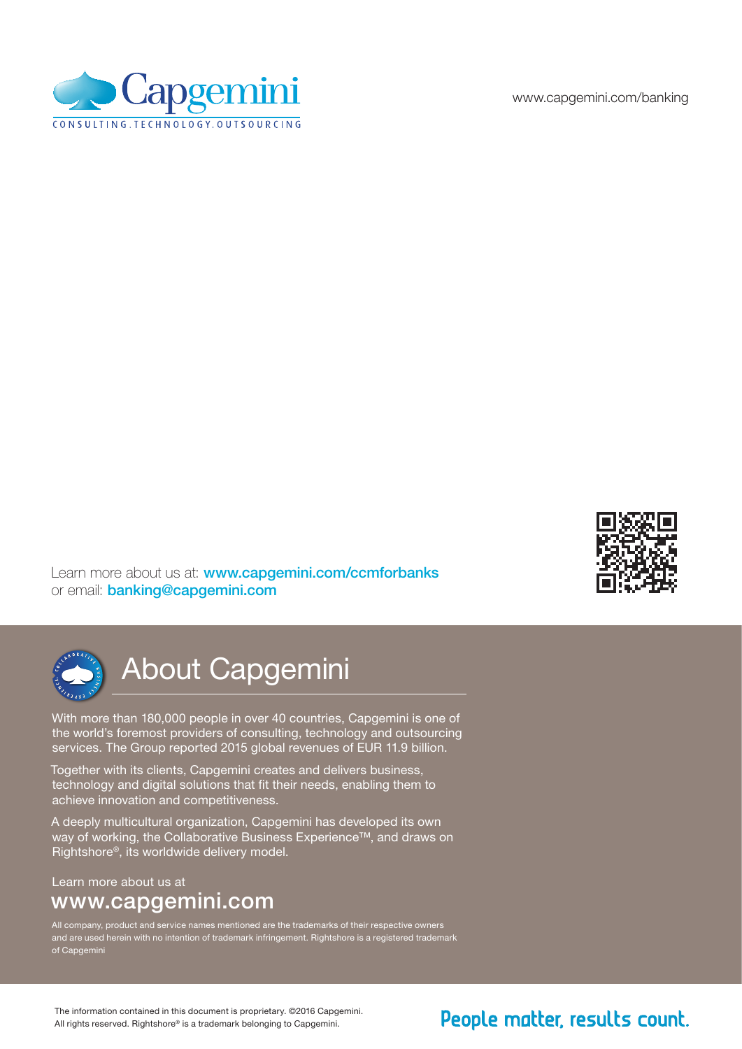www.capgemini.com/banking

Learn more about us at: **www.capgemini.com/ccmforbanks**
or email: **banking@capgemini.com**

# About Capgemini

With more than 180,000 people in over 40 countries, Capgemini is one of the world's foremost providers of consulting, technology and outsourcing services. The Group reported 2015 global revenues of EUR 11.9 billion.

Together with its clients, Capgemini creates and delivers business, technology and digital solutions that fit their needs, enabling them to achieve innovation and competitiveness.

A deeply multicultural organization, Capgemini has developed its own way of working, the Collaborative Business Experience™, and draws on Rightshore®, its worldwide delivery model.

Learn more about us at
**www.capgemini.com**

All company, product and service names mentioned are the trademarks of their respective owners and are used herein with no intention of trademark infringement. Rightshore is a registered trademark of Capgemini

The information contained in this document is proprietary. ©2016 Capgemini.
All rights reserved. Rightshore® is a trademark belonging to Capgemini.

People matter, results count.